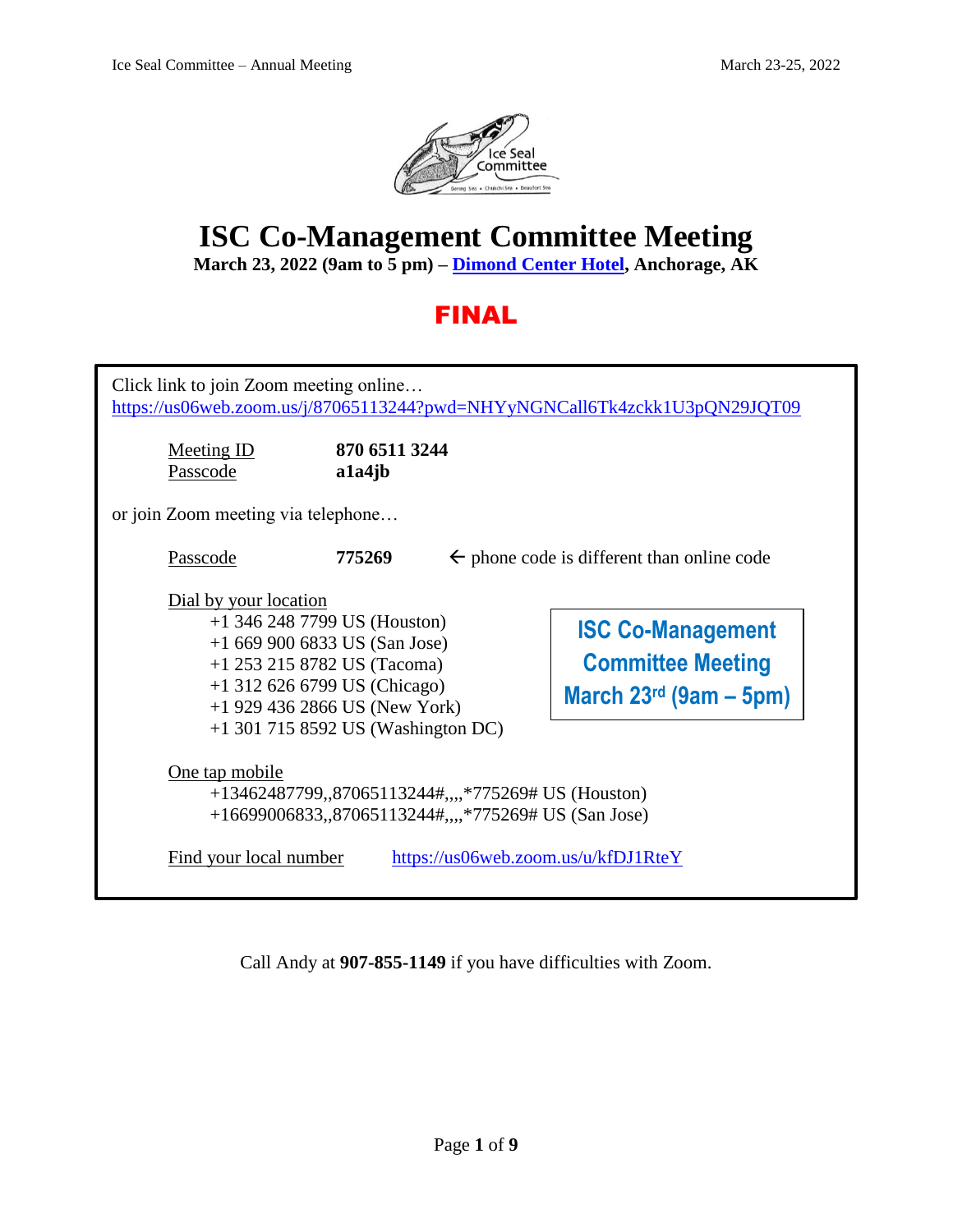# ISC Co-Management Committee Meeting

**March 23, 2022 (9am to 5 pm) – Dimond Center Hotel, Anchorage, AK**

**FINAL**

Click link to join Zoom meeting online…
https://us06web.zoom.us/j/87065113244?pwd=NHYyNGNCall6Tk4zckk1U3pQN29JQT09

Meeting ID **870 6511 3244**
Passcode **a1a4jb**

or join Zoom meeting via telephone…

Passcode **775269** ← phone code is different than online code

Dial by your location
- +1 346 248 7799 US (Houston)
- +1 669 900 6833 US (San Jose)
- +1 253 215 8782 US (Tacoma)
- +1 312 626 6799 US (Chicago)
- +1 929 436 2866 US (New York)
- +1 301 715 8592 US (Washington DC)

**ISC Co-Management Committee Meeting March 23rd (9am – 5pm)**

One tap mobile
- +13462487799,,87065113244#,,,,*775269# US (Houston)
- +16699006833,,87065113244#,,,,*775269# US (San Jose)

Find your local number https://us06web.zoom.us/u/kfDJ1RteY

Call Andy at **907-855-1149** if you have difficulties with Zoom.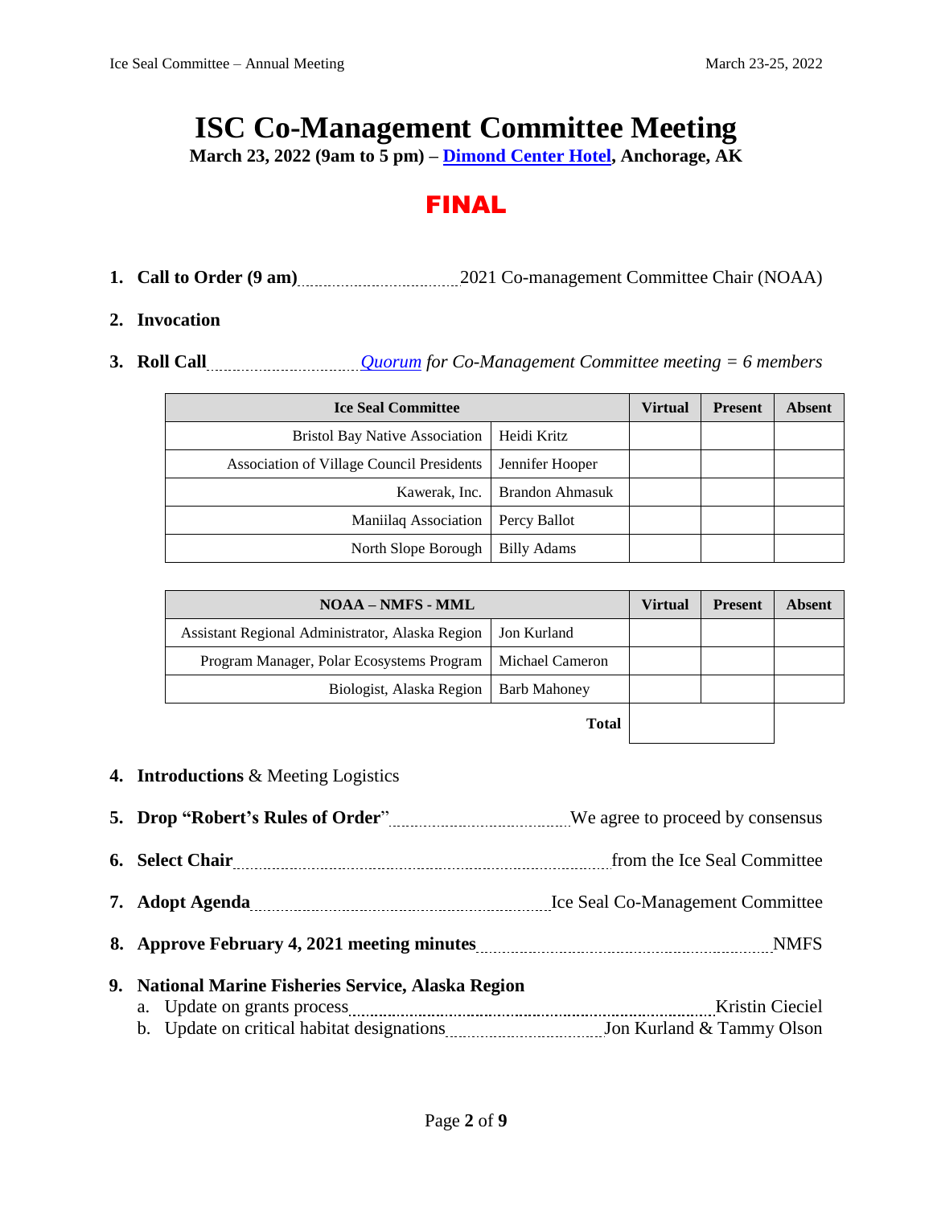# ISC Co-Management Committee Meeting

**March 23, 2022 (9am to 5 pm) – Dimond Center Hotel, Anchorage, AK**

## FINAL

1. **Call to Order (9 am)** ............ 2021 Co-management Committee Chair (NOAA)
2. **Invocation**
3. **Roll Call** ............ *Quorum for Co-Management Committee meeting = 6 members*

| Ice Seal Committee | | Virtual | Present | Absent |
|---|---|---|---|---|
| Bristol Bay Native Association | Heidi Kritz | | | |
| Association of Village Council Presidents | Jennifer Hooper | | | |
| Kawerak, Inc. | Brandon Ahmasuk | | | |
| Maniilaq Association | Percy Ballot | | | |
| North Slope Borough | Billy Adams | | | |

| NOAA – NMFS - MML | | Virtual | Present | Absent |
|---|---|---|---|---|
| Assistant Regional Administrator, Alaska Region | Jon Kurland | | | |
| Program Manager, Polar Ecosystems Program | Michael Cameron | | | |
| Biologist, Alaska Region | Barb Mahoney | | | |
| | **Total** | | | |

4. **Introductions** & Meeting Logistics
5. **Drop "Robert's Rules of Order"** ............ We agree to proceed by consensus
6. **Select Chair** ............ from the Ice Seal Committee
7. **Adopt Agenda** ............ Ice Seal Co-Management Committee
8. **Approve February 4, 2021 meeting minutes** ............ NMFS
9. **National Marine Fisheries Service, Alaska Region**
   a. Update on grants process ............ Kristin Cieciel
   b. Update on critical habitat designations ............ Jon Kurland & Tammy Olson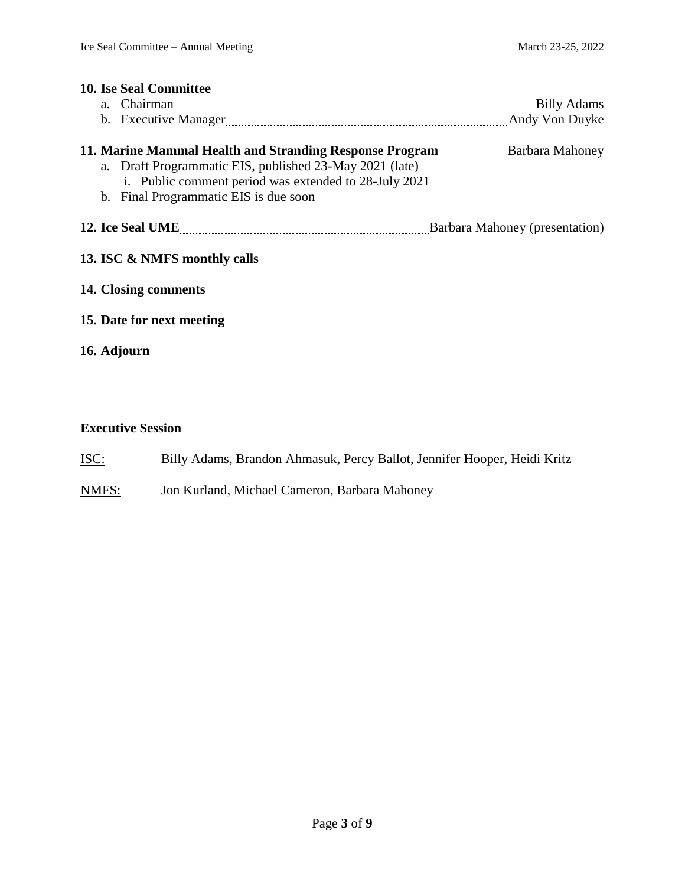**10. Ise Seal Committee**

a. Chairman ........ Billy Adams
b. Executive Manager ........ Andy Von Duyke

**11. Marine Mammal Health and Stranding Response Program** ........ Barbara Mahoney

a. Draft Programmatic EIS, published 23-May 2021 (late)
   i. Public comment period was extended to 28-July 2021
b. Final Programmatic EIS is due soon

**12. Ice Seal UME** ........ Barbara Mahoney (presentation)

**13. ISC & NMFS monthly calls**

**14. Closing comments**

**15. Date for next meeting**

**16. Adjourn**

**Executive Session**

ISC: Billy Adams, Brandon Ahmasuk, Percy Ballot, Jennifer Hooper, Heidi Kritz

NMFS: Jon Kurland, Michael Cameron, Barbara Mahoney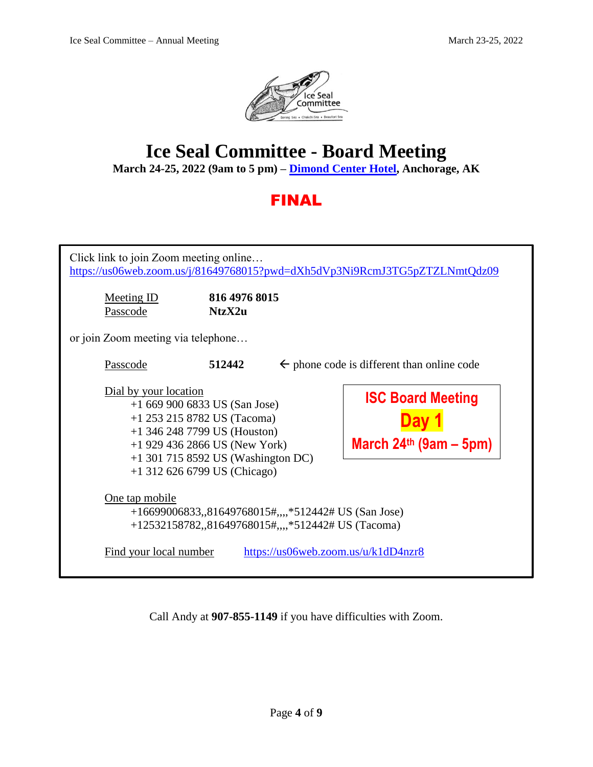# Ice Seal Committee - Board Meeting

**March 24-25, 2022 (9am to 5 pm) – [Dimond Center Hotel](), Anchorage, AK**

## FINAL

Click link to join Zoom meeting online…
https://us06web.zoom.us/j/81649768015?pwd=dXh5dVp3Ni9RcmJ3TG5pZTZLNmtQdz09

Meeting ID **816 4976 8015**
Passcode **NtzX2u**

or join Zoom meeting via telephone…

Passcode **512442** ← phone code is different than online code

Dial by your location
- +1 669 900 6833 US (San Jose)
- +1 253 215 8782 US (Tacoma)
- +1 346 248 7799 US (Houston)
- +1 929 436 2866 US (New York)
- +1 301 715 8592 US (Washington DC)
- +1 312 626 6799 US (Chicago)

**ISC Board Meeting**
**Day 1**
**March 24th (9am – 5pm)**

One tap mobile
- +16699006833,,81649768015#,,,,*512442# US (San Jose)
- +12532158782,,81649768015#,,,,*512442# US (Tacoma)

Find your local number https://us06web.zoom.us/u/k1dD4nzr8

Call Andy at **907-855-1149** if you have difficulties with Zoom.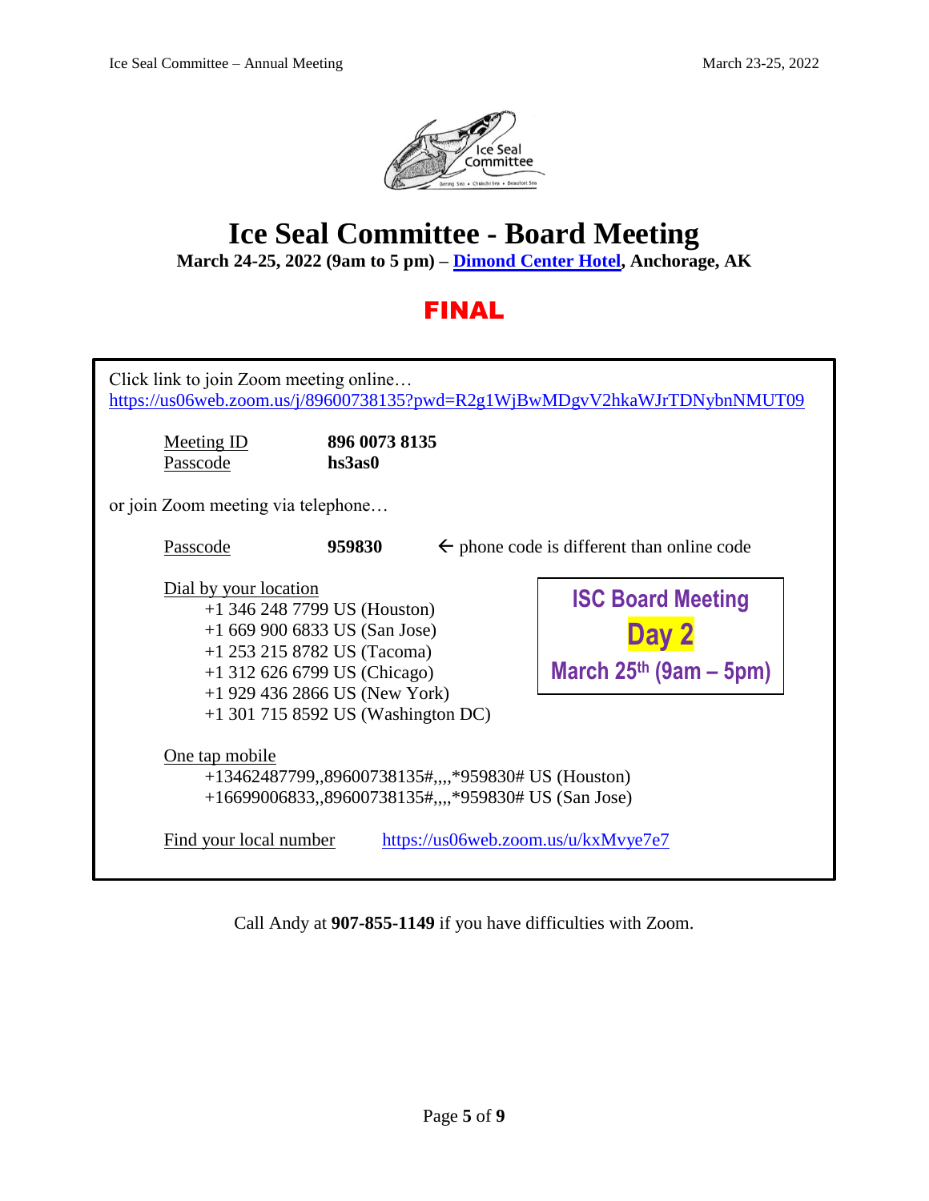# Ice Seal Committee - Board Meeting

**March 24-25, 2022 (9am to 5 pm) – Dimond Center Hotel, Anchorage, AK**

## FINAL

Click link to join Zoom meeting online…
https://us06web.zoom.us/j/89600738135?pwd=R2g1WjBwMDgvV2hkaWJrTDNybnNMUT09

Meeting ID **896 0073 8135**
Passcode **hs3as0**

or join Zoom meeting via telephone…

Passcode **959830** ← phone code is different than online code

Dial by your location
+1 346 248 7799 US (Houston)
+1 669 900 6833 US (San Jose)
+1 253 215 8782 US (Tacoma)
+1 312 626 6799 US (Chicago)
+1 929 436 2866 US (New York)
+1 301 715 8592 US (Washington DC)

**ISC Board Meeting**
**Day 2**
**March 25th (9am – 5pm)**

One tap mobile
+13462487799,,89600738135#,,,,*959830# US (Houston)
+16699006833,,89600738135#,,,,*959830# US (San Jose)

Find your local number https://us06web.zoom.us/u/kxMvye7e7

Call Andy at **907-855-1149** if you have difficulties with Zoom.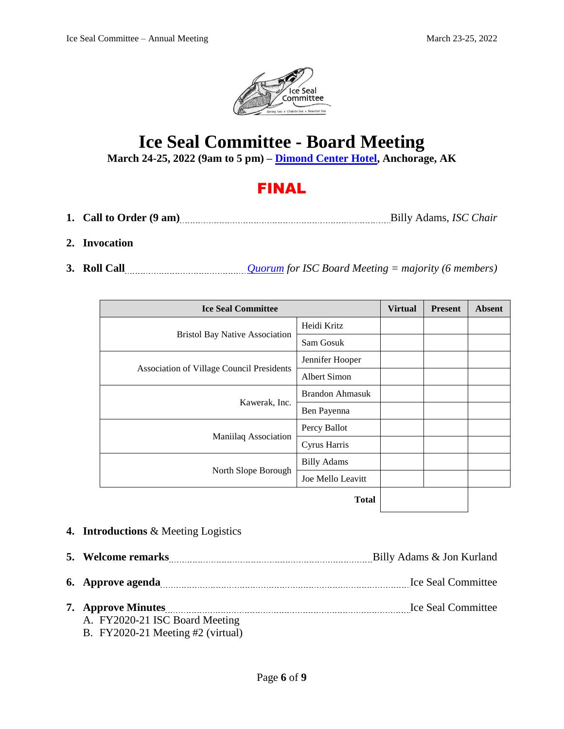# Ice Seal Committee - Board Meeting

**March 24-25, 2022 (9am to 5 pm) – Dimond Center Hotel, Anchorage, AK**

## FINAL

1. **Call to Order (9 am)** ........................................ Billy Adams, *ISC Chair*
2. **Invocation**
3. **Roll Call** ........................................ *Quorum for ISC Board Meeting = majority (6 members)*

| Ice Seal Committee | | Virtual | Present | Absent |
|---|---|---|---|---|
| Bristol Bay Native Association | Heidi Kritz | | | |
| | Sam Gosuk | | | |
| Association of Village Council Presidents | Jennifer Hooper | | | |
| | Albert Simon | | | |
| Kawerak, Inc. | Brandon Ahmasuk | | | |
| | Ben Payenna | | | |
| Maniilaq Association | Percy Ballot | | | |
| | Cyrus Harris | | | |
| North Slope Borough | Billy Adams | | | |
| | Joe Mello Leavitt | | | |
| | **Total** | | | |

4. **Introductions** & Meeting Logistics
5. **Welcome remarks** ........................................ Billy Adams & Jon Kurland
6. **Approve agenda** ........................................ Ice Seal Committee
7. **Approve Minutes** ........................................ Ice Seal Committee
   A. FY2020-21 ISC Board Meeting
   B. FY2020-21 Meeting #2 (virtual)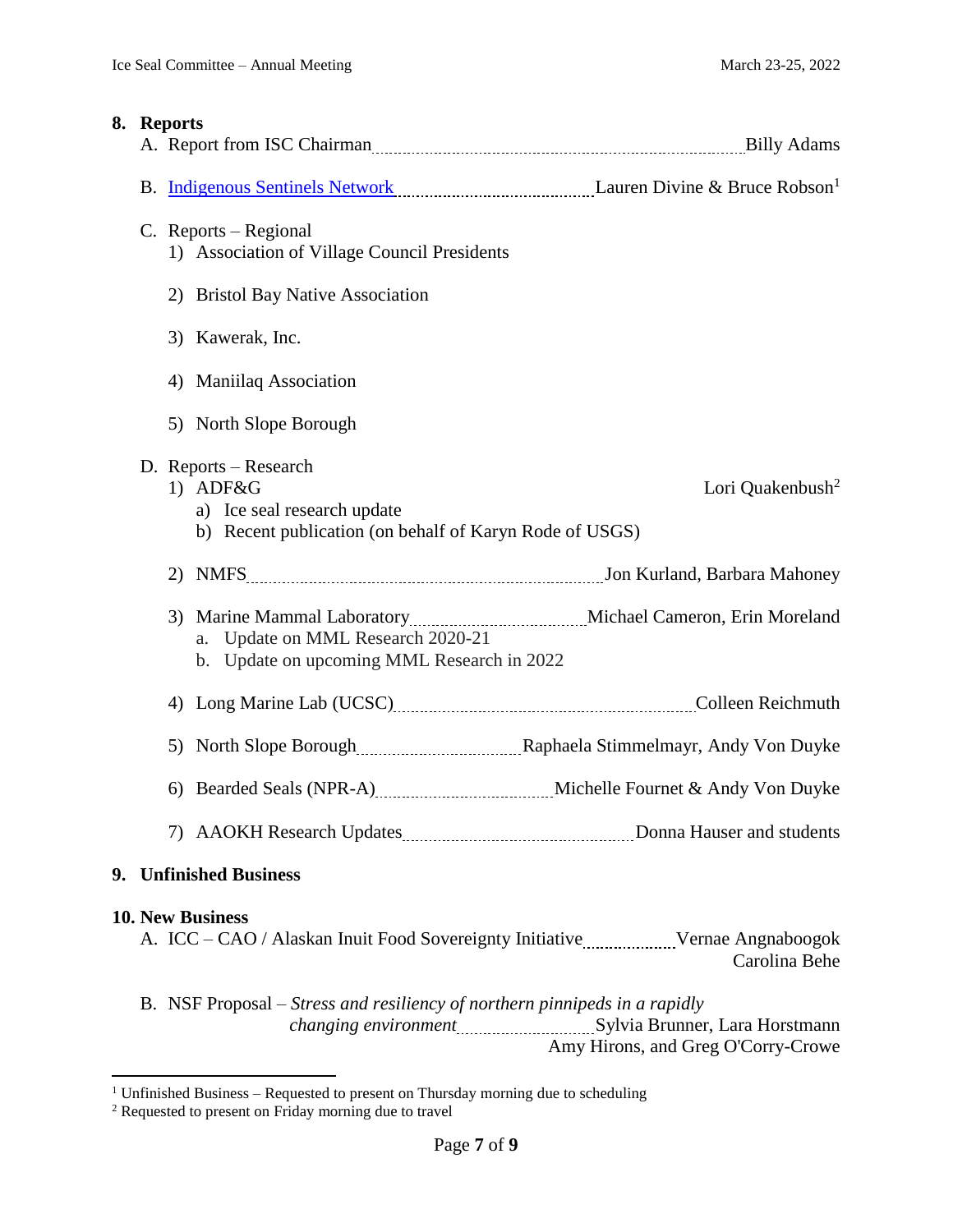## 8. Reports

A. Report from ISC Chairman ........................................ Billy Adams

B. [Indigenous Sentinels Network](#) ........................................ Lauren Divine & Bruce Robson[1]

C. Reports – Regional
   1) Association of Village Council Presidents

   2) Bristol Bay Native Association

   3) Kawerak, Inc.

   4) Maniilaq Association

   5) North Slope Borough

D. Reports – Research
   1) ADF&G ........................................ Lori Quakenbush[2]
      a) Ice seal research update
      b) Recent publication (on behalf of Karyn Rode of USGS)

   2) NMFS ........................................ Jon Kurland, Barbara Mahoney

   3) Marine Mammal Laboratory ........................................ Michael Cameron, Erin Moreland
      a. Update on MML Research 2020-21
      b. Update on upcoming MML Research in 2022

   4) Long Marine Lab (UCSC) ........................................ Colleen Reichmuth

   5) North Slope Borough ........................................ Raphaela Stimmelmayr, Andy Von Duyke

   6) Bearded Seals (NPR-A) ........................................ Michelle Fournet & Andy Von Duyke

   7) AAOKH Research Updates ........................................ Donna Hauser and students

## 9. Unfinished Business

## 10. New Business

A. ICC – CAO / Alaskan Inuit Food Sovereignty Initiative ........................................ Vernae Angnaboogok, Carolina Behe

B. NSF Proposal – *Stress and resiliency of northern pinnipeds in a rapidly changing environment* ........................................ Sylvia Brunner, Lara Horstmann, Amy Hirons, and Greg O'Corry-Crowe

---

[1] Unfinished Business – Requested to present on Thursday morning due to scheduling

[2] Requested to present on Friday morning due to travel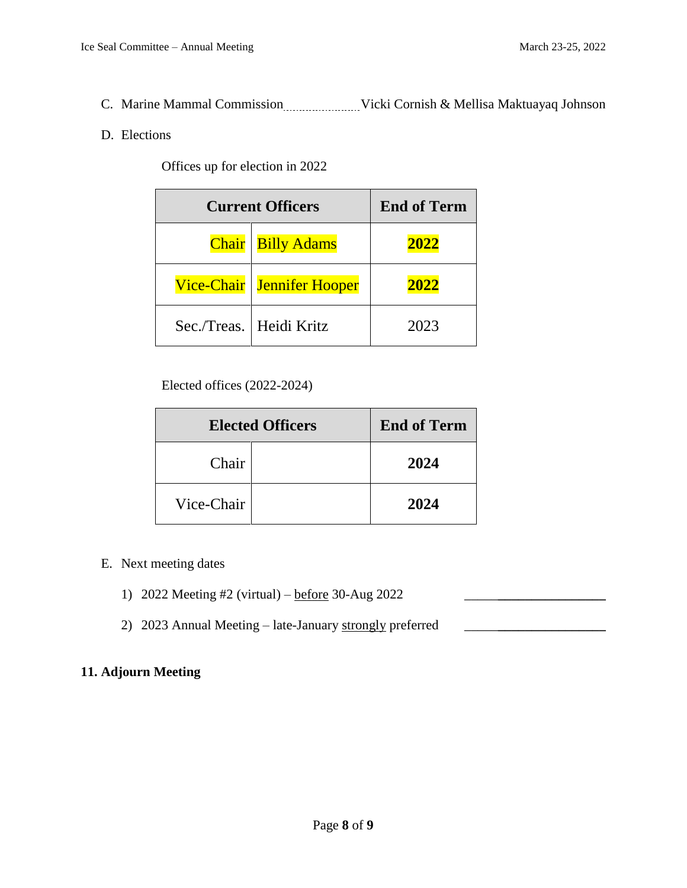C. Marine Mammal Commission ..................... Vicki Cornish & Mellisa Maktuayaq Johnson

D. Elections

Offices up for election in 2022

| Current Officers | | End of Term |
|---|---|---|
| Chair | Billy Adams | **2022** |
| Vice-Chair | Jennifer Hooper | **2022** |
| Sec./Treas. | Heidi Kritz | 2023 |

Elected offices (2022-2024)

| Elected Officers | | End of Term |
|---|---|---|
| Chair | | **2024** |
| Vice-Chair | | **2024** |

E. Next meeting dates

1) 2022 Meeting #2 (virtual) – before 30-Aug 2022 \_\_\_\_\_\_\_\_\_\_\_\_\_\_\_\_\_\_\_\_\_\_

2) 2023 Annual Meeting – late-January strongly preferred \_\_\_\_\_\_\_\_\_\_\_\_\_\_\_\_\_\_\_\_\_\_

## 11. Adjourn Meeting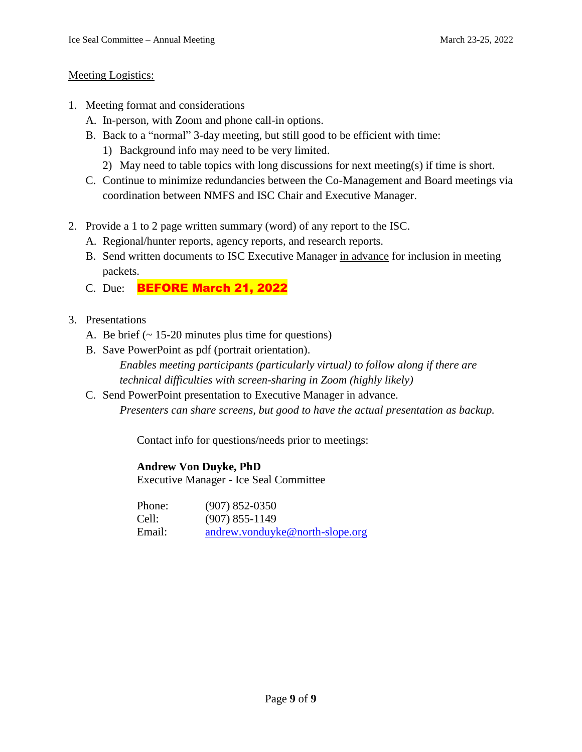Meeting Logistics:

1. Meeting format and considerations
   A. In-person, with Zoom and phone call-in options.
   B. Back to a "normal" 3-day meeting, but still good to be efficient with time:
      1) Background info may need to be very limited.
      2) May need to table topics with long discussions for next meeting(s) if time is short.
   C. Continue to minimize redundancies between the Co-Management and Board meetings via coordination between NMFS and ISC Chair and Executive Manager.

2. Provide a 1 to 2 page written summary (word) of any report to the ISC.
   A. Regional/hunter reports, agency reports, and research reports.
   B. Send written documents to ISC Executive Manager in advance for inclusion in meeting packets.
   C. Due: **BEFORE March 21, 2022**

3. Presentations
   A. Be brief (~ 15-20 minutes plus time for questions)
   B. Save PowerPoint as pdf (portrait orientation).
      *Enables meeting participants (particularly virtual) to follow along if there are technical difficulties with screen-sharing in Zoom (highly likely)*
   C. Send PowerPoint presentation to Executive Manager in advance.
      *Presenters can share screens, but good to have the actual presentation as backup.*

Contact info for questions/needs prior to meetings:

**Andrew Von Duyke, PhD**
Executive Manager - Ice Seal Committee

| | |
|---|---|
| Phone: | (907) 852-0350 |
| Cell: | (907) 855-1149 |
| Email: | andrew.vonduyke@north-slope.org |